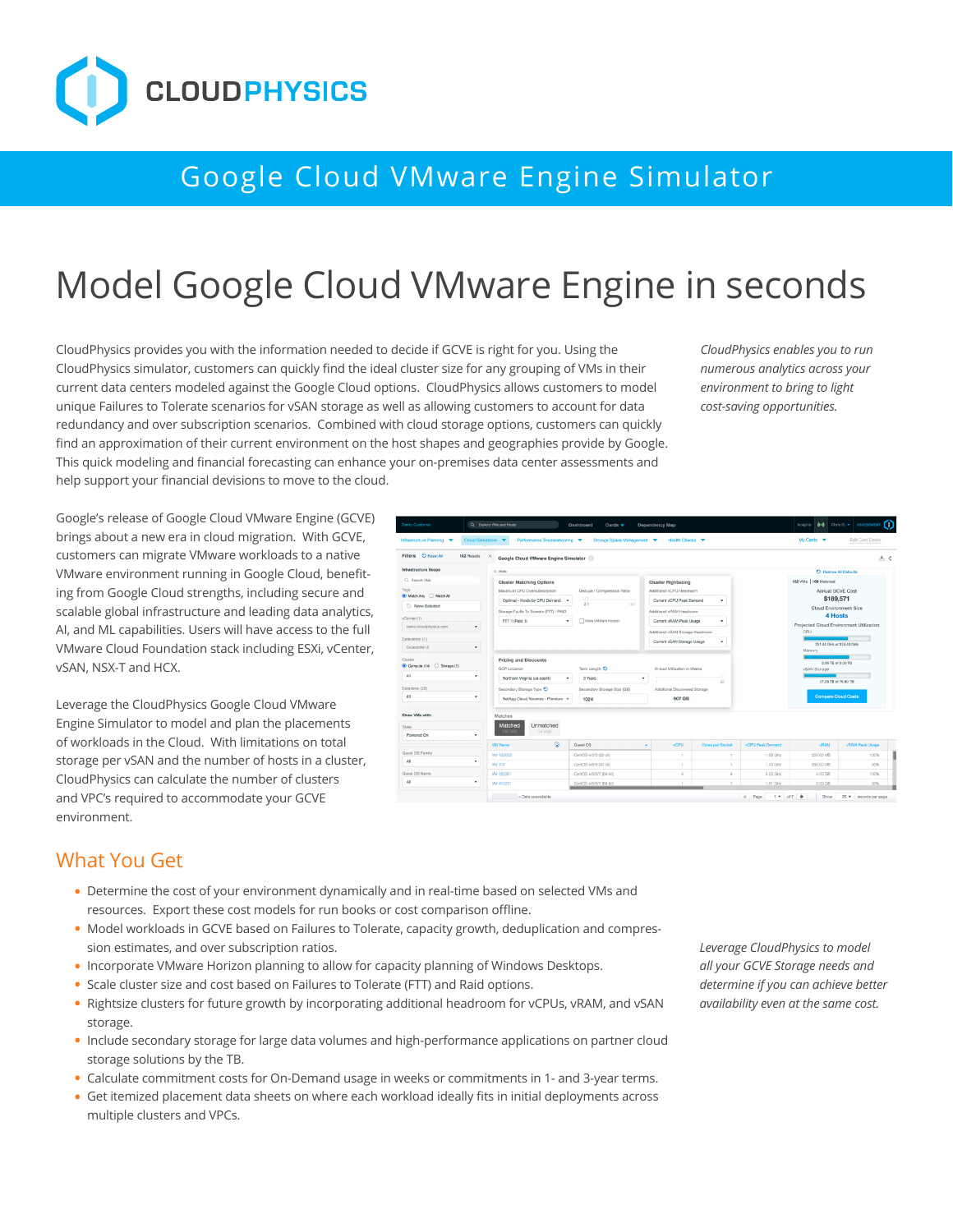CLOUDPHYSICS

# Google Cloud VMware Engine Simulator

## Model Google Cloud VMware Engine in seconds

CloudPhysics provides you with the information needed to decide if GCVE is right for you. Using the CloudPhysics simulator, customers can quickly find the ideal cluster size for any grouping of VMs in their current data centers modeled against the Google Cloud options. CloudPhysics allows customers to model unique Failures to Tolerate scenarios for vSAN storage as well as allowing customers to account for data redundancy and over subscription scenarios. Combined with cloud storage options, customers can quickly find an approximation of their current environment on the host shapes and geographies provide by Google. This quick modeling and financial forecasting can enhance your on-premises data center assessments and help support your financial devisions to move to the cloud.

*CloudPhysics enables you to run numerous analytics across your environment to bring to light cost-saving opportunities.*

Google's release of Google Cloud VMware Engine (GCVE) brings about a new era in cloud migration. With GCVE, customers can migrate VMware workloads to a native VMware environment running in Google Cloud, benefit-ing from Google Cloud strengths, including secure and scalable global infrastructure and leading data analytics, AI, and ML capabilities. Users will have access to the full VMware Cloud Foundation stack including ESXi, vCenter, vSAN, NSX-T and HCX.

Leverage the CloudPhysics Google Cloud VMware Engine Simulator to model and plan the placements of workloads in the Cloud. With limitations on total storage per vSAN and the number of hosts in a cluster, CloudPhysics can calculate the number of clusters and VPC's required to accommodate your GCVE environment.

## What You Get

- Determine the cost of your environment dynamically and in real-time based on selected VMs and resources. Export these cost models for run books or cost comparison offline.
- Model workloads in GCVE based on Failures to Tolerate, capacity growth, deduplication and compres-sion estimates, and over subscription ratios.
- Incorporate VMware Horizon planning to allow for capacity planning of Windows Desktops.
- Scale cluster size and cost based on Failures to Tolerate (FTT) and Raid options.
- Rightsize clusters for future growth by incorporating additional headroom for vCPUs, vRAM, and vSAN storage.
- Include secondary storage for large data volumes and high-performance applications on partner cloud storage solutions by the TB.
- Calculate commitment costs for On-Demand usage in weeks or commitments in 1- and 3-year terms.
- Get itemized placement data sheets on where each workload ideally fits in initial deployments across multiple clusters and VPCs.

*Leverage CloudPhysics to model all your GCVE Storage needs and determine if you can achieve better availability even at the same cost.*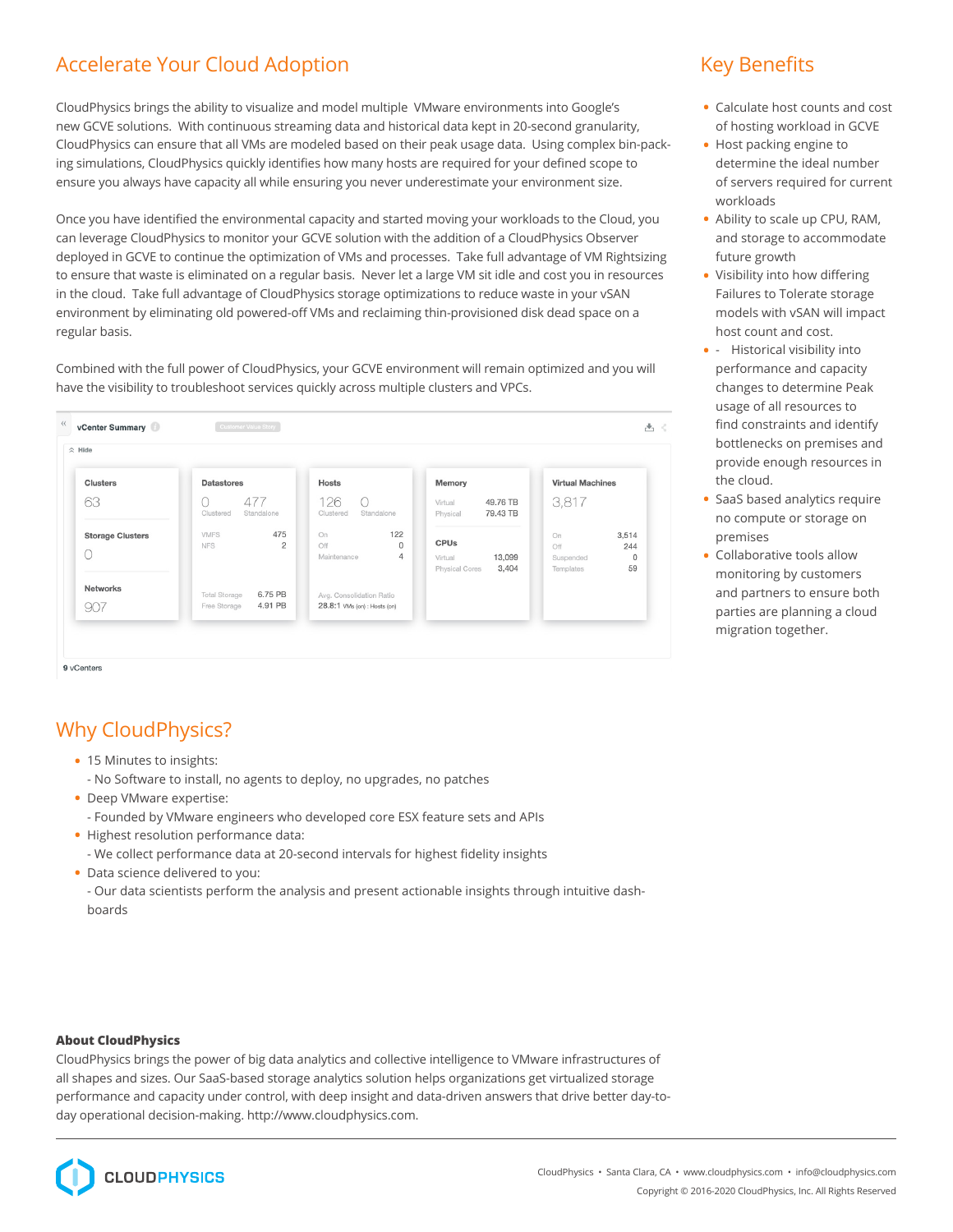## Accelerate Your Cloud Adoption

CloudPhysics brings the ability to visualize and model multiple VMware environments into Google's new GCVE solutions. With continuous streaming data and historical data kept in 20-second granularity, CloudPhysics can ensure that all VMs are modeled based on their peak usage data. Using complex bin-packing simulations, CloudPhysics quickly identifies how many hosts are required for your defined scope to ensure you always have capacity all while ensuring you never underestimate your environment size.

Once you have identified the environmental capacity and started moving your workloads to the Cloud, you can leverage CloudPhysics to monitor your GCVE solution with the addition of a CloudPhysics Observer deployed in GCVE to continue the optimization of VMs and processes. Take full advantage of VM Rightsizing to ensure that waste is eliminated on a regular basis. Never let a large VM sit idle and cost you in resources in the cloud. Take full advantage of CloudPhysics storage optimizations to reduce waste in your vSAN environment by eliminating old powered-off VMs and reclaiming thin-provisioned disk dead space on a regular basis.

Combined with the full power of CloudPhysics, your GCVE environment will remain optimized and you will have the visibility to troubleshoot services quickly across multiple clusters and VPCs.

vCenter Summary

Customer Value Story

Hide

Clusters
63

Storage Clusters
0

Networks
907

Datastores
0 Clustered
477 Standalone
VMFS 475
NFS 2
Total Storage 6.75 PB
Free Storage 4.91 PB

Hosts
126 Clustered
0 Standalone
On 122
Off 0
Maintenance 4
Avg. Consolidation Ratio
28.8:1 VMs (on) : Hosts (on)

Memory
Virtual 49.76 TB
Physical 79.43 TB

CPUs
Virtual 13,099
Physical Cores 3,404

Virtual Machines
3,817
On 3,514
Off 244
Suspended 0
Templates 59

9 vCenters

## Key Benefits

- Calculate host counts and cost of hosting workload in GCVE
- Host packing engine to determine the ideal number of servers required for current workloads
- Ability to scale up CPU, RAM, and storage to accommodate future growth
- Visibility into how differing Failures to Tolerate storage models with vSAN will impact host count and cost.
- - Historical visibility into performance and capacity changes to determine Peak usage of all resources to find constraints and identify bottlenecks on premises and provide enough resources in the cloud.
- SaaS based analytics require no compute or storage on premises
- Collaborative tools allow monitoring by customers and partners to ensure both parties are planning a cloud migration together.

## Why CloudPhysics?

- 15 Minutes to insights:
  - No Software to install, no agents to deploy, no upgrades, no patches
- Deep VMware expertise:
  - Founded by VMware engineers who developed core ESX feature sets and APIs
- Highest resolution performance data:
  - We collect performance data at 20-second intervals for highest fidelity insights
- Data science delivered to you:
  - Our data scientists perform the analysis and present actionable insights through intuitive dashboards

**About CloudPhysics**

CloudPhysics brings the power of big data analytics and collective intelligence to VMware infrastructures of all shapes and sizes. Our SaaS-based storage analytics solution helps organizations get virtualized storage performance and capacity under control, with deep insight and data-driven answers that drive better day-to-day operational decision-making. http://www.cloudphysics.com.